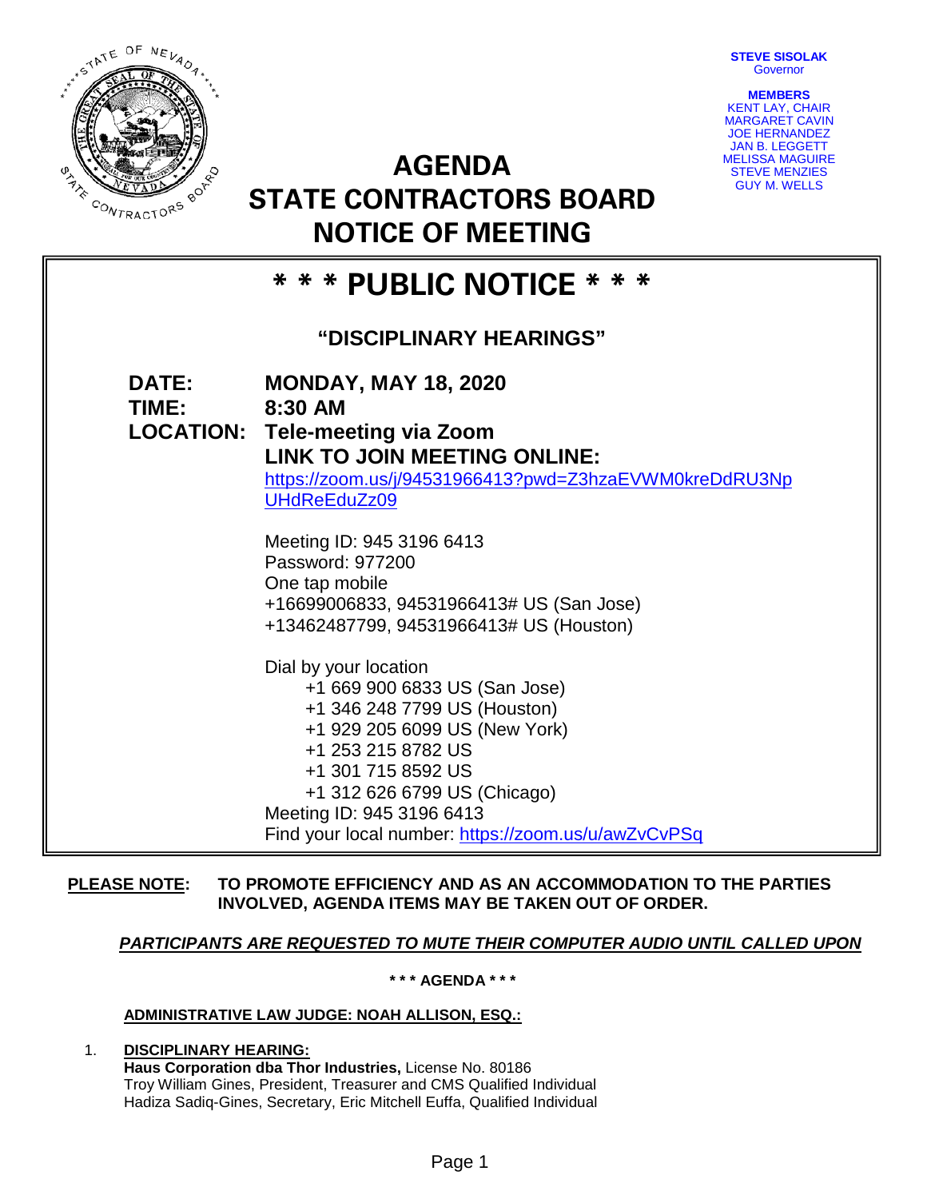STEVE SISOLAK
Governor

**MEMBERS**
KENT LAY, CHAIR
MARGARET CAVIN
JOE HERNANDEZ
JAN B. LEGGETT
MELISSA MAGUIRE
STEVE MENZIES
GUY M. WELLS

# AGENDA
# STATE CONTRACTORS BOARD
# NOTICE OF MEETING

## * * * PUBLIC NOTICE * * *

### "DISCIPLINARY HEARINGS"

**DATE:** **MONDAY, MAY 18, 2020**
**TIME:** **8:30 AM**
**LOCATION:** **Tele-meeting via Zoom**
**LINK TO JOIN MEETING ONLINE:**
https://zoom.us/j/94531966413?pwd=Z3hzaEVWM0kreDdRU3NpUHdReEduZz09

Meeting ID: 945 3196 6413
Password: 977200
One tap mobile
+16699006833, 94531966413# US (San Jose)
+13462487799, 94531966413# US (Houston)

Dial by your location
+1 669 900 6833 US (San Jose)
+1 346 248 7799 US (Houston)
+1 929 205 6099 US (New York)
+1 253 215 8782 US
+1 301 715 8592 US
+1 312 626 6799 US (Chicago)
Meeting ID: 945 3196 6413
Find your local number: https://zoom.us/u/awZvCvPSq

**PLEASE NOTE:** **TO PROMOTE EFFICIENCY AND AS AN ACCOMMODATION TO THE PARTIES INVOLVED, AGENDA ITEMS MAY BE TAKEN OUT OF ORDER.**

***PARTICIPANTS ARE REQUESTED TO MUTE THEIR COMPUTER AUDIO UNTIL CALLED UPON***

**\* \* \* AGENDA \* \* \***

**ADMINISTRATIVE LAW JUDGE: NOAH ALLISON, ESQ.:**

1. **DISCIPLINARY HEARING:**
   **Haus Corporation dba Thor Industries,** License No. 80186
   Troy William Gines, President, Treasurer and CMS Qualified Individual
   Hadiza Sadiq-Gines, Secretary, Eric Mitchell Euffa, Qualified Individual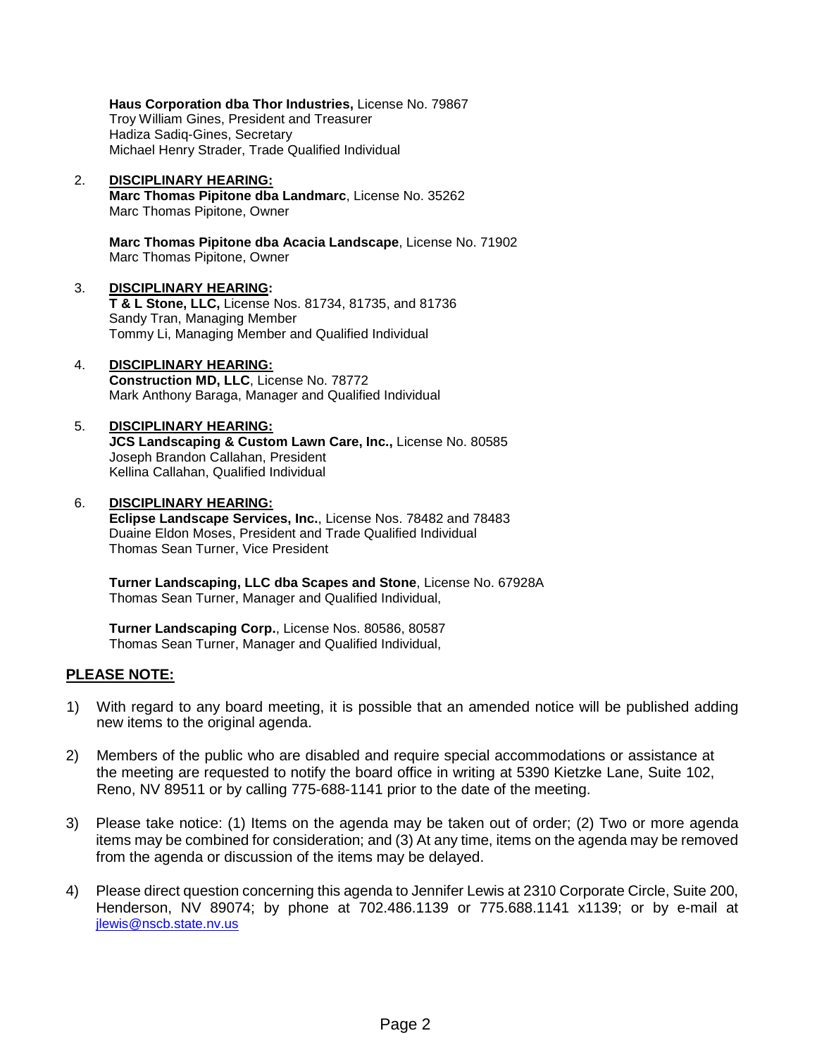**Haus Corporation dba Thor Industries,** License No. 79867
Troy William Gines, President and Treasurer
Hadiza Sadiq-Gines, Secretary
Michael Henry Strader, Trade Qualified Individual

2. **DISCIPLINARY HEARING:**
**Marc Thomas Pipitone dba Landmarc**, License No. 35262
Marc Thomas Pipitone, Owner

**Marc Thomas Pipitone dba Acacia Landscape**, License No. 71902
Marc Thomas Pipitone, Owner

3. **DISCIPLINARY HEARING:**
**T & L Stone, LLC,** License Nos. 81734, 81735, and 81736
Sandy Tran, Managing Member
Tommy Li, Managing Member and Qualified Individual

4. **DISCIPLINARY HEARING:**
**Construction MD, LLC**, License No. 78772
Mark Anthony Baraga, Manager and Qualified Individual

5. **DISCIPLINARY HEARING:**
**JCS Landscaping & Custom Lawn Care, Inc.,** License No. 80585
Joseph Brandon Callahan, President
Kellina Callahan, Qualified Individual

6. **DISCIPLINARY HEARING:**
**Eclipse Landscape Services, Inc.**, License Nos. 78482 and 78483
Duaine Eldon Moses, President and Trade Qualified Individual
Thomas Sean Turner, Vice President

**Turner Landscaping, LLC dba Scapes and Stone**, License No. 67928A
Thomas Sean Turner, Manager and Qualified Individual,

**Turner Landscaping Corp.**, License Nos. 80586, 80587
Thomas Sean Turner, Manager and Qualified Individual,

## PLEASE NOTE:

1) With regard to any board meeting, it is possible that an amended notice will be published adding new items to the original agenda.

2) Members of the public who are disabled and require special accommodations or assistance at the meeting are requested to notify the board office in writing at 5390 Kietzke Lane, Suite 102, Reno, NV 89511 or by calling 775-688-1141 prior to the date of the meeting.

3) Please take notice: (1) Items on the agenda may be taken out of order; (2) Two or more agenda items may be combined for consideration; and (3) At any time, items on the agenda may be removed from the agenda or discussion of the items may be delayed.

4) Please direct question concerning this agenda to Jennifer Lewis at 2310 Corporate Circle, Suite 200, Henderson, NV 89074; by phone at 702.486.1139 or 775.688.1141 x1139; or by e-mail at jlewis@nscb.state.nv.us